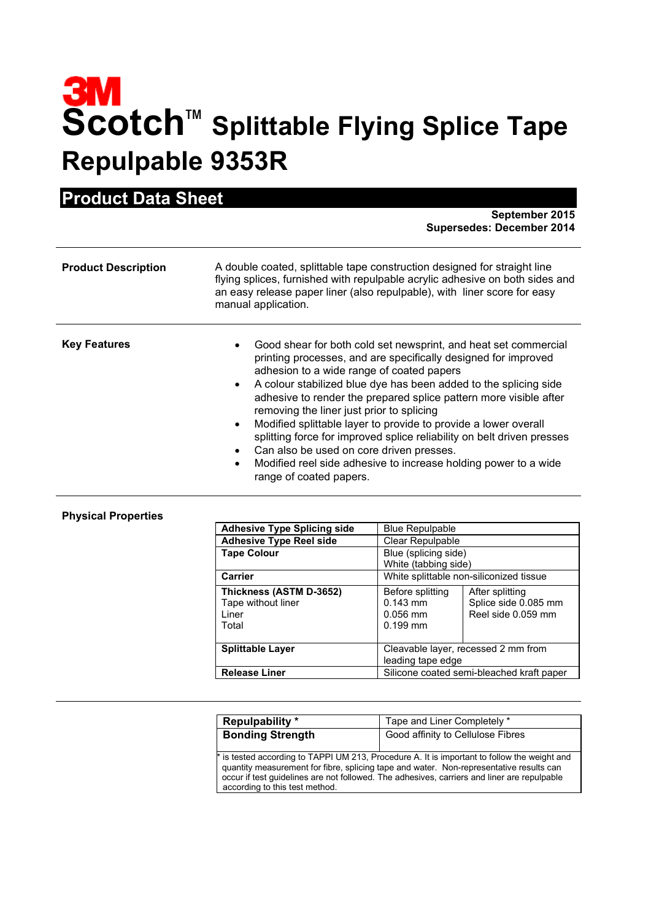3M

# Scotch™ Splittable Flying Splice Tape Repulpable 9353R

## Product Data Sheet

**September 2015**
**Supersedes: December 2014**

---

**Product Description**

A double coated, splittable tape construction designed for straight line flying splices, furnished with repulpable acrylic adhesive on both sides and an easy release paper liner (also repulpable), with liner score for easy manual application.

---

**Key Features**

- Good shear for both cold set newsprint, and heat set commercial printing processes, and are specifically designed for improved adhesion to a wide range of coated papers
- A colour stabilized blue dye has been added to the splicing side adhesive to render the prepared splice pattern more visible after removing the liner just prior to splicing
- Modified splittable layer to provide to provide a lower overall splitting force for improved splice reliability on belt driven presses
- Can also be used on core driven presses.
- Modified reel side adhesive to increase holding power to a wide range of coated papers.

---

**Physical Properties**

| | | |
|---|---|---|
| **Adhesive Type Splicing side** | Blue Repulpable | |
| **Adhesive Type Reel side** | Clear Repulpable | |
| **Tape Colour** | Blue (splicing side)<br>White (tabbing side) | |
| **Carrier** | White splittable non-siliconized tissue | |
| **Thickness (ASTM D-3652)**<br>Tape without liner<br>Liner<br>Total | Before splitting<br>0.143 mm<br>0.056 mm<br>0.199 mm | After splitting<br>Splice side 0.085 mm<br>Reel side 0.059 mm |
| **Splittable Layer** | Cleavable layer, recessed 2 mm from leading tape edge | |
| **Release Liner** | Silicone coated semi-bleached kraft paper | |

---

| | |
|---|---|
| **Repulpability *** | Tape and Liner Completely * |
| **Bonding Strength** | Good affinity to Cellulose Fibres |

\* is tested according to TAPPI UM 213, Procedure A. It is important to follow the weight and quantity measurement for fibre, splicing tape and water. Non-representative results can occur if test guidelines are not followed. The adhesives, carriers and liner are repulpable according to this test method.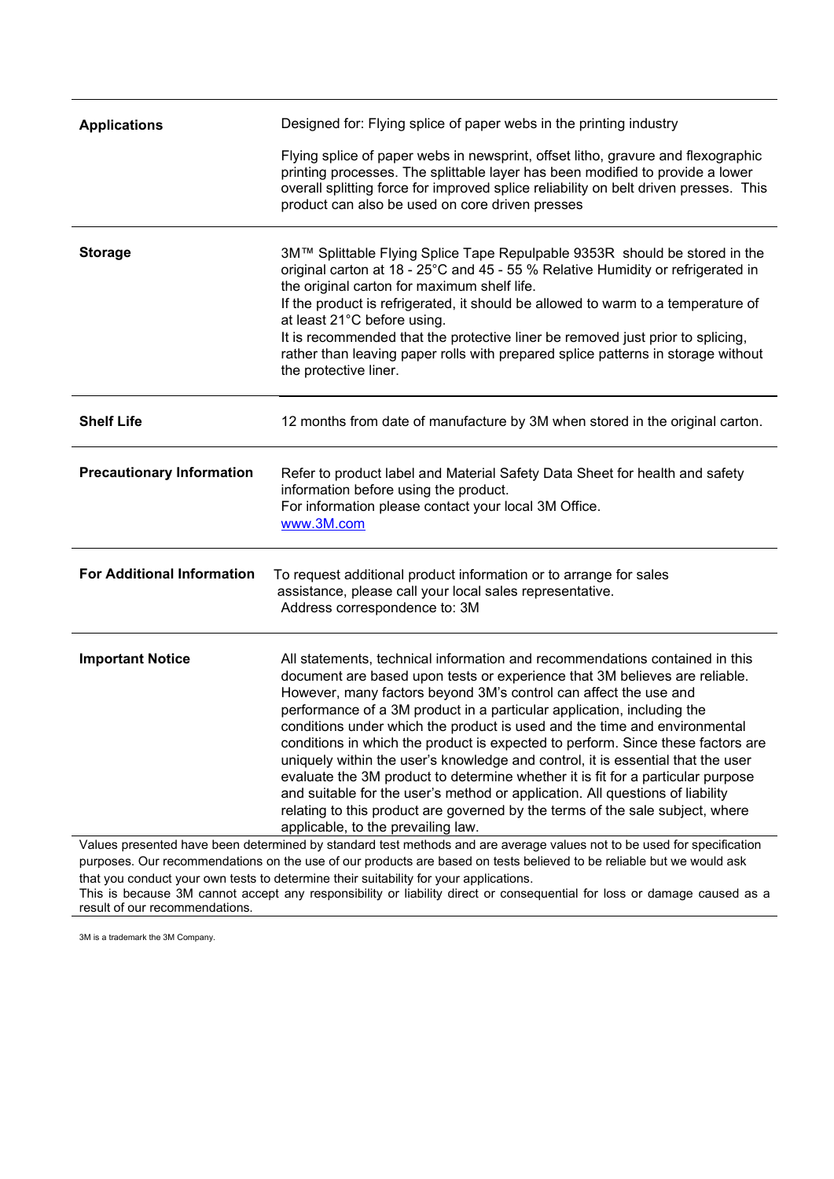| | |
|---|---|
| **Applications** | Designed for: Flying splice of paper webs in the printing industry<br><br>Flying splice of paper webs in newsprint, offset litho, gravure and flexographic printing processes. The splittable layer has been modified to provide a lower overall splitting force for improved splice reliability on belt driven presses. This product can also be used on core driven presses |
| **Storage** | 3M™ Splittable Flying Splice Tape Repulpable 9353R should be stored in the original carton at 18 - 25°C and 45 - 55 % Relative Humidity or refrigerated in the original carton for maximum shelf life.<br>If the product is refrigerated, it should be allowed to warm to a temperature of at least 21°C before using.<br>It is recommended that the protective liner be removed just prior to splicing, rather than leaving paper rolls with prepared splice patterns in storage without the protective liner. |
| **Shelf Life** | 12 months from date of manufacture by 3M when stored in the original carton. |
| **Precautionary Information** | Refer to product label and Material Safety Data Sheet for health and safety information before using the product.<br>For information please contact your local 3M Office.<br>[www.3M.com](http://www.3M.com) |
| **For Additional Information** | To request additional product information or to arrange for sales assistance, please call your local sales representative.<br>Address correspondence to: 3M |
| **Important Notice** | All statements, technical information and recommendations contained in this document are based upon tests or experience that 3M believes are reliable. However, many factors beyond 3M's control can affect the use and performance of a 3M product in a particular application, including the conditions under which the product is used and the time and environmental conditions in which the product is expected to perform. Since these factors are uniquely within the user's knowledge and control, it is essential that the user evaluate the 3M product to determine whether it is fit for a particular purpose and suitable for the user's method or application. All questions of liability relating to this product are governed by the terms of the sale subject, where applicable, to the prevailing law. |

Values presented have been determined by standard test methods and are average values not to be used for specification purposes. Our recommendations on the use of our products are based on tests believed to be reliable but we would ask that you conduct your own tests to determine their suitability for your applications.
This is because 3M cannot accept any responsibility or liability direct or consequential for loss or damage caused as a result of our recommendations.

3M is a trademark the 3M Company.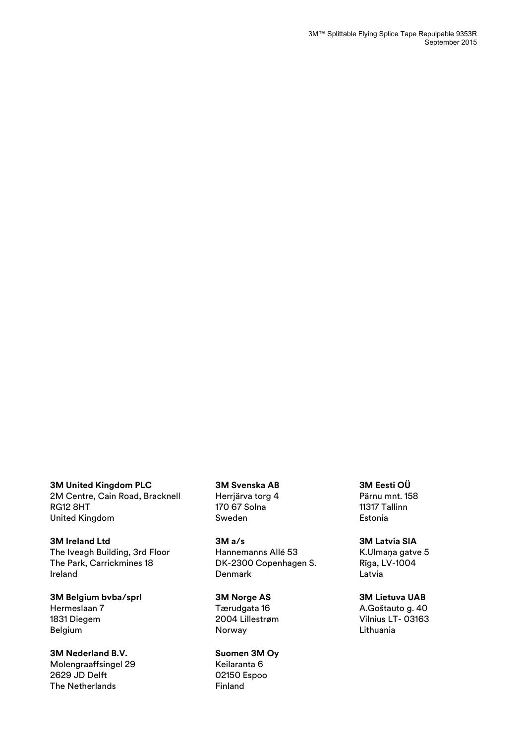**3M United Kingdom PLC**
2M Centre, Cain Road, Bracknell
RG12 8HT
United Kingdom

**3M Ireland Ltd**
The Iveagh Building, 3rd Floor
The Park, Carrickmines 18
Ireland

**3M Belgium bvba/sprl**
Hermeslaan 7
1831 Diegem
Belgium

**3M Nederland B.V.**
Molengraaffsingel 29
2629 JD Delft
The Netherlands

**3M Svenska AB**
Herrjärva torg 4
170 67 Solna
Sweden

**3M a/s**
Hannemanns Allé 53
DK-2300 Copenhagen S.
Denmark

**3M Norge AS**
Tærudgata 16
2004 Lillestrøm
Norway

**Suomen 3M Oy**
Keilaranta 6
02150 Espoo
Finland

**3M Eesti OÜ**
Pärnu mnt. 158
11317 Tallinn
Estonia

**3M Latvia SIA**
K.Ulmaņa gatve 5
Rīga, LV-1004
Latvia

**3M Lietuva UAB**
A.Goštauto g. 40
Vilnius LT- 03163
Lithuania